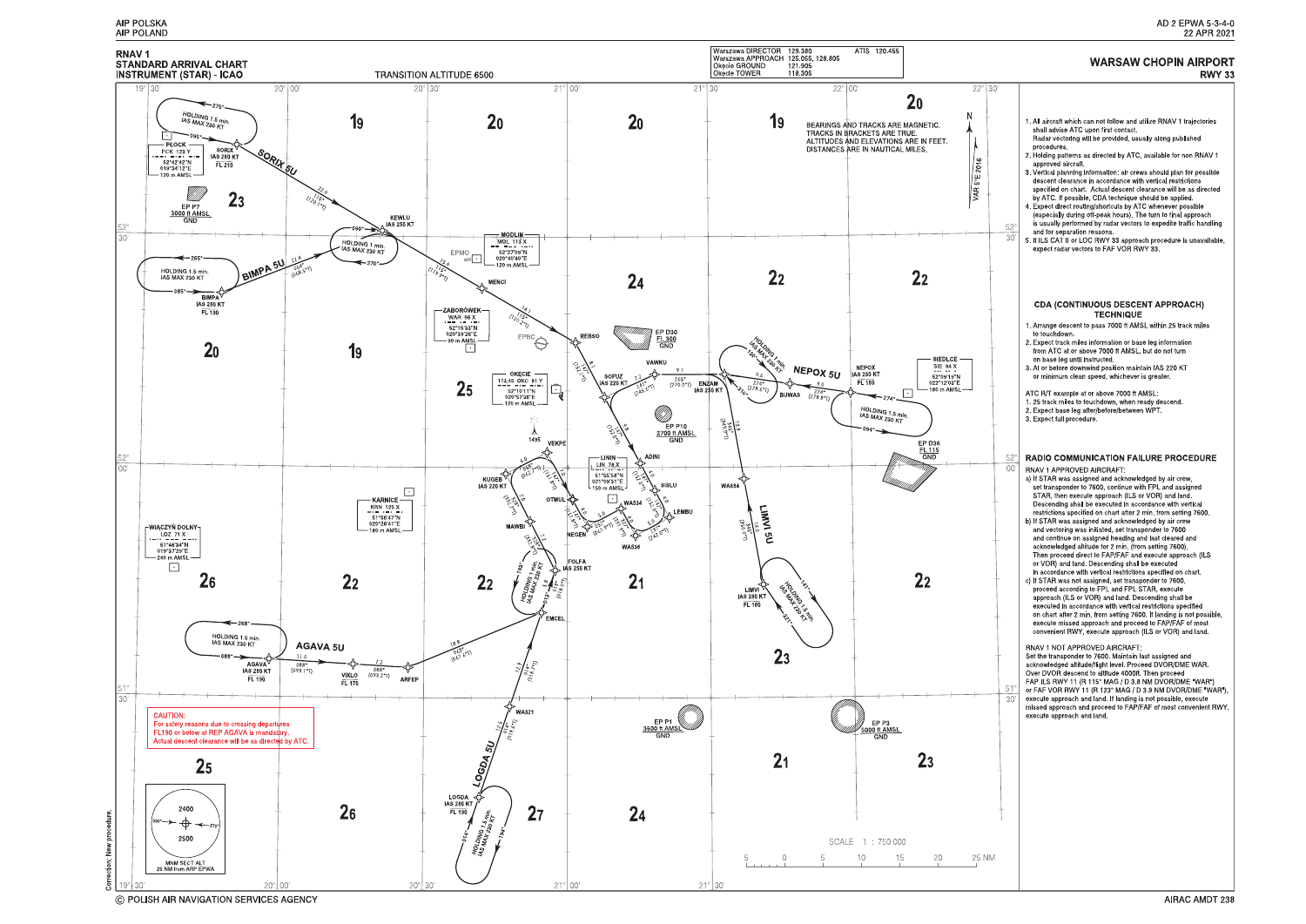RNAV 1
STANDARD ARRIVAL CHART
INSTRUMENT (STAR) - ICAO

TRANSITION ALTITUDE 6500

| | | | |
|---|---|---|---|
| Warszawa DIRECTOR | 129.380 | ATIS | 120.455 |
| Warszawa APPROACH | 125.055, 128.805 | | |
| Okęcie GROUND | 121.905 | | |
| Okęcie TOWER | 118.305 | | |

# WARSAW CHOPIN AIRPORT
## RWY 33

BEARINGS AND TRACKS ARE MAGNETIC.
TRACKS IN BRACKETS ARE TRUE.
ALTITUDES AND ELEVATIONS ARE IN FEET.
DISTANCES ARE IN NAUTICAL MILES.

VAR 5°E 2016

SORIX 5U — PLOCK PCK 123 Y 52°42'42"N 019°34'12"E 120 m AMSL; SORIX IAS 280 KT FL 210; HOLDING 1.5 min. IAS MAX 230 KT; 22.0 115° (120.1°); KEWLU IAS 250 KT; HOLDING 1 min. IAS MAX 230 KT; 15.9 115° (119.9°); MENCI; 14.1 115° (120.2°); REBSO

BIMPA 5U — BIMPA IAS 280 KT FL 190; HOLDING 1.5 min. IAS MAX 230 KT; 21.4 064° (068.9°); KEWLU

EP P7 3000 ft AMSL GND

MODLIN MOL 115 X 52°27'09"N 020°40'40"E 120 m AMSL; EPMO

ZABORÓWEK WAR 96 X 52°15'33"N 020°39'26"E 90 m AMSL; EPBC

EP D30 FL 300 GND

OKECIE 113.45 OKC 81 Y 52°10'11"N 020°57'36"E 120 m AMSL

REBSO; 8.1 154° (158.1°); SOFUZ IAS 220 KT; VAWKU; 7.2 045° (049.6°); 9.1 265° (270.0°); ENZAM IAS 250 KT; 9.8 154° (158.9°); 13.6 345° (349.7°)

NEPOX 5U — SIEDLCE SIE 94 X 52°09'19"N 022°12'03"E 160 m AMSL; NEPOX IAS 280 KT FL 180; HOLDING 1.5 min. IAS MAX 230 KT; 8.0 274° (278.5°); BUWAS; 8.6 274° (278.4°); HOLDING 1 min. IAS MAX 230 KT

EP P10 2700 ft AMSL GND

EP D36 FL 115 GND

1495 VEKPE; ADINI; LININ LIN 78 X 51°55'58"N 021°05'51"E 150 m AMSL; SISLU; LEMBU; WA534; WA536; OTMUL; NEGEN; KUGEB IAS 220 KT; MAWBI; FOLFA IAS 250 KT; EMCEL; HOLDING 1 min. IAS MAX 230 KT

KARNICE KRN 125 X 51°56'47"N 020°26'41"E 180 m AMSL

WIĄCZYŃ DOLNY LOZ 71 X 51°46'34"N 019°37'39"E 240 m AMSL

LIMVI 5U — WA884; LIMVI IAS 280 KT FL 160; HOLDING 1.5 min. IAS MAX 230 KT; 345° (350.0°)

AGAVA 5U — AGAVA IAS 280 KT FL 190; HOLDING 1.5 min. IAS MAX 230 KT; 11.0 088° (093.1°); VIXLO FL 170; 7.2 088° (093.2°); ARFEP; 18.8 063° (067.4°); EMCEL

LOGDA 5U — LOGDA IAS 280 KT FL 150; HOLDING 1.5 min. IAS MAX 230 KT; WA821; 12.5 014° (018.9°); 12.9 014° (018.9°)

EP P1 3500 ft AMSL GND

EP P3 5000 ft AMSL GND

CAUTION:
For safety reasons due to crossing departures FL190 or below at REP AGAVA is mandatory.
Actual descent clearance will be as directed by ATC.

MNM SECT ALT 25 NM from ARP EPWA: 2400 / 2500

SCALE 1 : 750 000

1. All aircraft which can not follow and utilize RNAV 1 trajectories shall advise ATC upon first contact. Radar vectoring will be provided, usually along published procedures.
2. Holding patterns as directed by ATC, available for non RNAV 1 approved aircraft.
3. Vertical planning information: air crews should plan for possible descent clearance in accordance with vertical restrictions specified on chart. Actual descent clearance will be as directed by ATC. If possible, CDA technique should be applied.
4. Expect direct routing/shortcuts by ATC whenever possible (especially during off-peak hours). The turn to final approach is usually performed by radar vectors to expedite traffic handling and for separation reasons.
5. If ILS CAT II or LOC RWY 33 approach procedure is unavailable, expect radar vectors to FAF VOR RWY 33.

### CDA (CONTINUOUS DESCENT APPROACH) TECHNIQUE

1. Arrange descent to pass 7000 ft AMSL within 25 track miles to touchdown.
2. Expect track miles information or base leg information from ATC at or above 7000 ft AMSL, but do not turn on base leg until instructed.
3. At or before downwind position maintain IAS 220 KT or minimum clean speed, whichever is greater.

ATC R/T example at or above 7000 ft AMSL:
1. 25 track miles to touchdown, when ready descend.
2. Expect base leg after/before/between WPT.
3. Expect full procedure.

### RADIO COMMUNICATION FAILURE PROCEDURE

RNAV 1 APPROVED AIRCRAFT:

a) If STAR was assigned and acknowledged by air crew, set transponder to 7600, continue with FPL and assigned STAR, then execute approach (ILS or VOR) and land. Descending shall be executed in accordance with vertical restrictions specified on chart after 2 min. from setting 7600.

b) If STAR was assigned and acknowledged by air crew and vectoring was initiated, set transponder to 7600 and continue on assigned heading and last cleared and acknowledged altitude for 2 min. (from setting 7600). Then proceed direct to FAP/FAF and execute approach (ILS or VOR) and land. Descending shall be executed in accordance with vertical restrictions specified on chart.

c) If STAR was not assigned, set transponder to 7600, proceed according to FPL and FPL STAR, execute approach (ILS or VOR) and land. Descending shall be executed in accordance with vertical restrictions specified on chart after 2 min. from setting 7600. If landing is not possible, execute missed approach and proceed to FAP/FAF of most convenient RWY, execute approach (ILS or VOR) and land.

RNAV 1 NOT APPROVED AIRCRAFT:

Set the transponder to 7600. Maintain last assigned and acknowledged altitude/flight level. Proceed DVOR/DME WAR. Over DVOR descend to altitude 4000ft. Then proceed FAP ILS RWY 11 (R 115° MAG / D 3.8 NM DVOR/DME "WAR") or FAF VOR RWY 11 (R 123° MAG / D 3.9 NM DVOR/DME "WAR"), execute approach and land. If landing is not possible, execute missed approach and proceed to FAP/FAF of most convenient RWY, execute approach and land.

Correction; New procedure.

© POLISH AIR NAVIGATION SERVICES AGENCY

AIRAC AMDT 238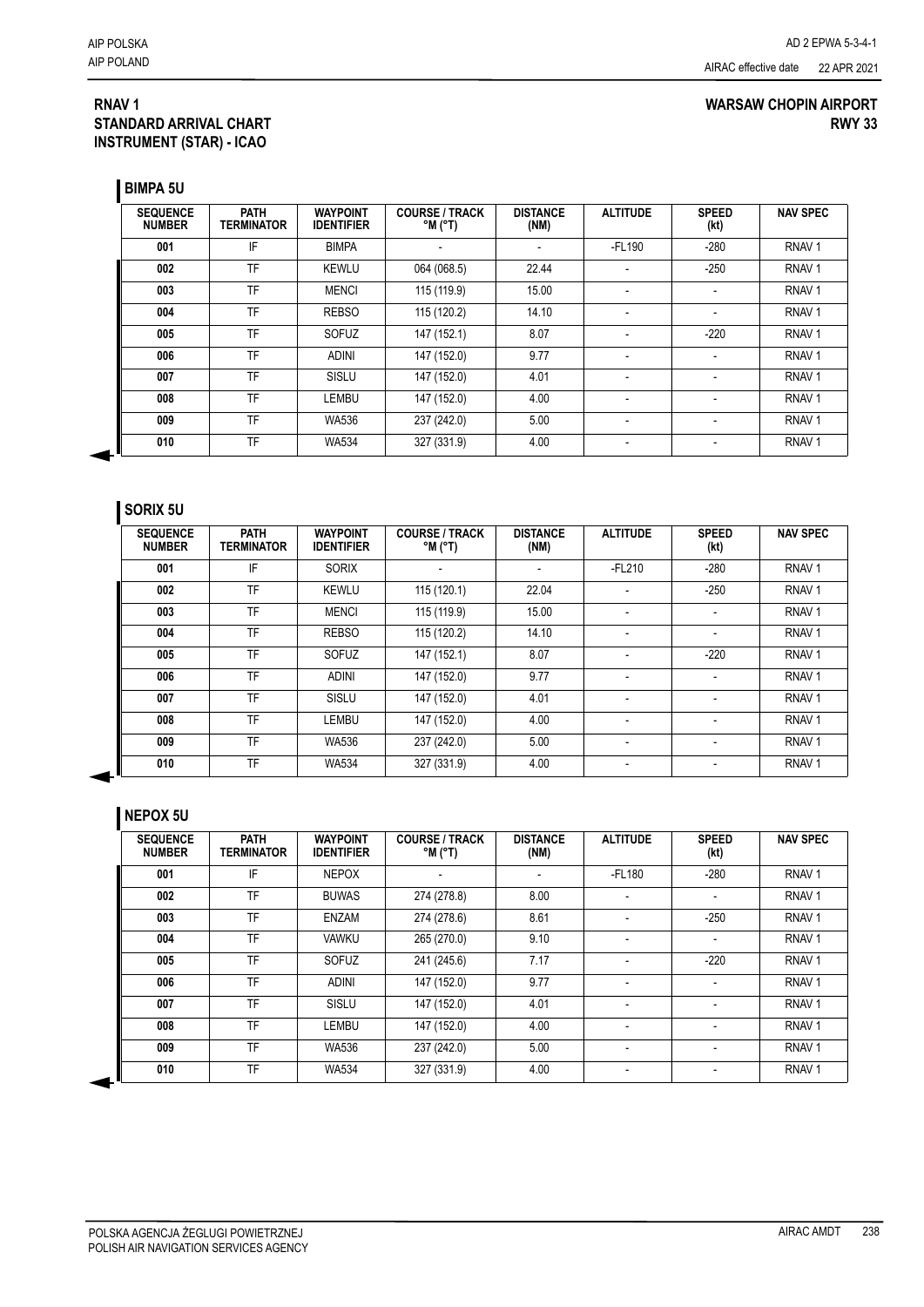**RNAV 1**
**STANDARD ARRIVAL CHART**
**INSTRUMENT (STAR) - ICAO**

**WARSAW CHOPIN AIRPORT**
**RWY 33**

## BIMPA 5U

| SEQUENCE NUMBER | PATH TERMINATOR | WAYPOINT IDENTIFIER | COURSE / TRACK °M (°T) | DISTANCE (NM) | ALTITUDE | SPEED (kt) | NAV SPEC |
|---|---|---|---|---|---|---|---|
| 001 | IF | BIMPA | - | - | -FL190 | -280 | RNAV 1 |
| 002 | TF | KEWLU | 064 (068.5) | 22.44 | - | -250 | RNAV 1 |
| 003 | TF | MENCI | 115 (119.9) | 15.00 | - | - | RNAV 1 |
| 004 | TF | REBSO | 115 (120.2) | 14.10 | - | - | RNAV 1 |
| 005 | TF | SOFUZ | 147 (152.1) | 8.07 | - | -220 | RNAV 1 |
| 006 | TF | ADINI | 147 (152.0) | 9.77 | - | - | RNAV 1 |
| 007 | TF | SISLU | 147 (152.0) | 4.01 | - | - | RNAV 1 |
| 008 | TF | LEMBU | 147 (152.0) | 4.00 | - | - | RNAV 1 |
| 009 | TF | WA536 | 237 (242.0) | 5.00 | - | - | RNAV 1 |
| 010 | TF | WA534 | 327 (331.9) | 4.00 | - | - | RNAV 1 |

## SORIX 5U

| SEQUENCE NUMBER | PATH TERMINATOR | WAYPOINT IDENTIFIER | COURSE / TRACK °M (°T) | DISTANCE (NM) | ALTITUDE | SPEED (kt) | NAV SPEC |
|---|---|---|---|---|---|---|---|
| 001 | IF | SORIX | - | - | -FL210 | -280 | RNAV 1 |
| 002 | TF | KEWLU | 115 (120.1) | 22.04 | - | -250 | RNAV 1 |
| 003 | TF | MENCI | 115 (119.9) | 15.00 | - | - | RNAV 1 |
| 004 | TF | REBSO | 115 (120.2) | 14.10 | - | - | RNAV 1 |
| 005 | TF | SOFUZ | 147 (152.1) | 8.07 | - | -220 | RNAV 1 |
| 006 | TF | ADINI | 147 (152.0) | 9.77 | - | - | RNAV 1 |
| 007 | TF | SISLU | 147 (152.0) | 4.01 | - | - | RNAV 1 |
| 008 | TF | LEMBU | 147 (152.0) | 4.00 | - | - | RNAV 1 |
| 009 | TF | WA536 | 237 (242.0) | 5.00 | - | - | RNAV 1 |
| 010 | TF | WA534 | 327 (331.9) | 4.00 | - | - | RNAV 1 |

## NEPOX 5U

| SEQUENCE NUMBER | PATH TERMINATOR | WAYPOINT IDENTIFIER | COURSE / TRACK °M (°T) | DISTANCE (NM) | ALTITUDE | SPEED (kt) | NAV SPEC |
|---|---|---|---|---|---|---|---|
| 001 | IF | NEPOX | - | - | -FL180 | -280 | RNAV 1 |
| 002 | TF | BUWAS | 274 (278.8) | 8.00 | - | - | RNAV 1 |
| 003 | TF | ENZAM | 274 (278.6) | 8.61 | - | -250 | RNAV 1 |
| 004 | TF | VAWKU | 265 (270.0) | 9.10 | - | - | RNAV 1 |
| 005 | TF | SOFUZ | 241 (245.6) | 7.17 | - | -220 | RNAV 1 |
| 006 | TF | ADINI | 147 (152.0) | 9.77 | - | - | RNAV 1 |
| 007 | TF | SISLU | 147 (152.0) | 4.01 | - | - | RNAV 1 |
| 008 | TF | LEMBU | 147 (152.0) | 4.00 | - | - | RNAV 1 |
| 009 | TF | WA536 | 237 (242.0) | 5.00 | - | - | RNAV 1 |
| 010 | TF | WA534 | 327 (331.9) | 4.00 | - | - | RNAV 1 |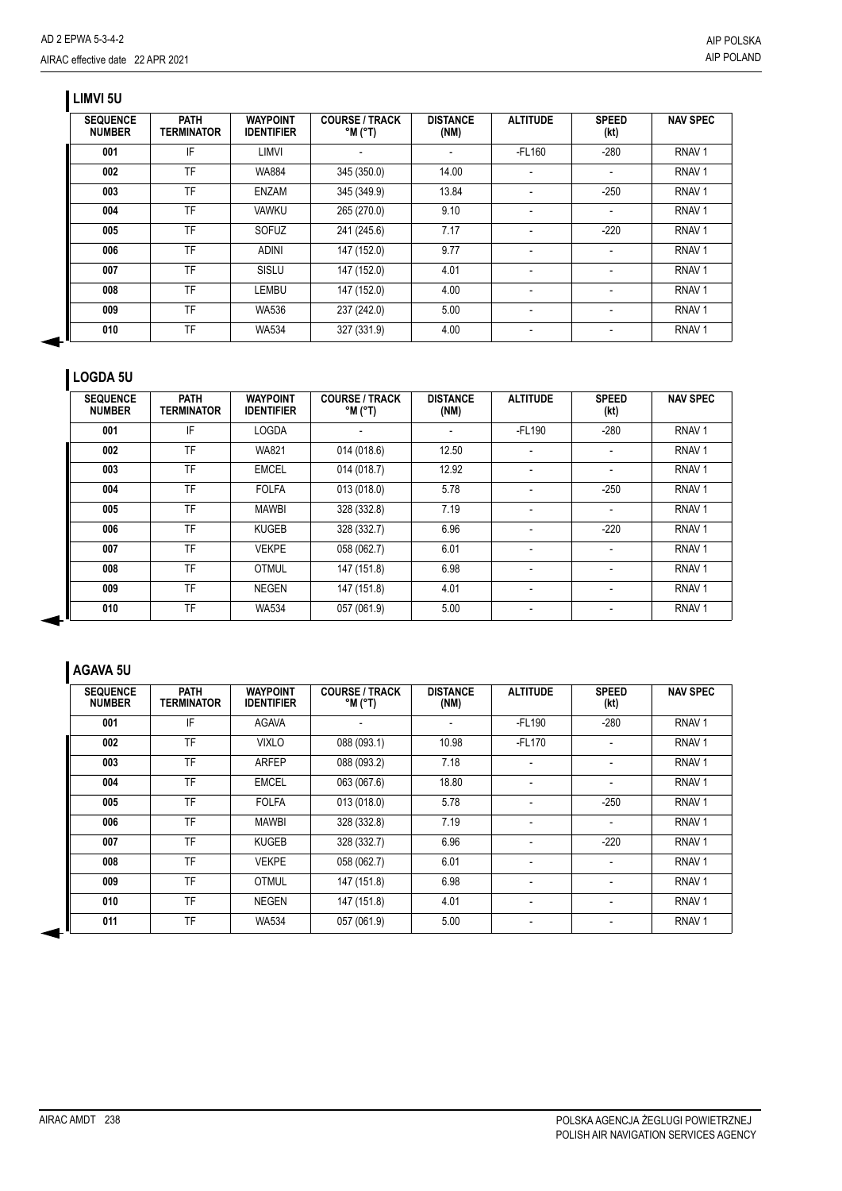## LIMVI 5U

| SEQUENCE NUMBER | PATH TERMINATOR | WAYPOINT IDENTIFIER | COURSE / TRACK °M (°T) | DISTANCE (NM) | ALTITUDE | SPEED (kt) | NAV SPEC |
|---|---|---|---|---|---|---|---|
| 001 | IF | LIMVI | - | - | -FL160 | -280 | RNAV 1 |
| 002 | TF | WA884 | 345 (350.0) | 14.00 | - | - | RNAV 1 |
| 003 | TF | ENZAM | 345 (349.9) | 13.84 | - | -250 | RNAV 1 |
| 004 | TF | VAWKU | 265 (270.0) | 9.10 | - | - | RNAV 1 |
| 005 | TF | SOFUZ | 241 (245.6) | 7.17 | - | -220 | RNAV 1 |
| 006 | TF | ADINI | 147 (152.0) | 9.77 | - | - | RNAV 1 |
| 007 | TF | SISLU | 147 (152.0) | 4.01 | - | - | RNAV 1 |
| 008 | TF | LEMBU | 147 (152.0) | 4.00 | - | - | RNAV 1 |
| 009 | TF | WA536 | 237 (242.0) | 5.00 | - | - | RNAV 1 |
| 010 | TF | WA534 | 327 (331.9) | 4.00 | - | - | RNAV 1 |

## LOGDA 5U

| SEQUENCE NUMBER | PATH TERMINATOR | WAYPOINT IDENTIFIER | COURSE / TRACK °M (°T) | DISTANCE (NM) | ALTITUDE | SPEED (kt) | NAV SPEC |
|---|---|---|---|---|---|---|---|
| 001 | IF | LOGDA | - | - | -FL190 | -280 | RNAV 1 |
| 002 | TF | WA821 | 014 (018.6) | 12.50 | - | - | RNAV 1 |
| 003 | TF | EMCEL | 014 (018.7) | 12.92 | - | - | RNAV 1 |
| 004 | TF | FOLFA | 013 (018.0) | 5.78 | - | -250 | RNAV 1 |
| 005 | TF | MAWBI | 328 (332.8) | 7.19 | - | - | RNAV 1 |
| 006 | TF | KUGEB | 328 (332.7) | 6.96 | - | -220 | RNAV 1 |
| 007 | TF | VEKPE | 058 (062.7) | 6.01 | - | - | RNAV 1 |
| 008 | TF | OTMUL | 147 (151.8) | 6.98 | - | - | RNAV 1 |
| 009 | TF | NEGEN | 147 (151.8) | 4.01 | - | - | RNAV 1 |
| 010 | TF | WA534 | 057 (061.9) | 5.00 | - | - | RNAV 1 |

## AGAVA 5U

| SEQUENCE NUMBER | PATH TERMINATOR | WAYPOINT IDENTIFIER | COURSE / TRACK °M (°T) | DISTANCE (NM) | ALTITUDE | SPEED (kt) | NAV SPEC |
|---|---|---|---|---|---|---|---|
| 001 | IF | AGAVA | - | - | -FL190 | -280 | RNAV 1 |
| 002 | TF | VIXLO | 088 (093.1) | 10.98 | -FL170 | - | RNAV 1 |
| 003 | TF | ARFEP | 088 (093.2) | 7.18 | - | - | RNAV 1 |
| 004 | TF | EMCEL | 063 (067.6) | 18.80 | - | - | RNAV 1 |
| 005 | TF | FOLFA | 013 (018.0) | 5.78 | - | -250 | RNAV 1 |
| 006 | TF | MAWBI | 328 (332.8) | 7.19 | - | - | RNAV 1 |
| 007 | TF | KUGEB | 328 (332.7) | 6.96 | - | -220 | RNAV 1 |
| 008 | TF | VEKPE | 058 (062.7) | 6.01 | - | - | RNAV 1 |
| 009 | TF | OTMUL | 147 (151.8) | 6.98 | - | - | RNAV 1 |
| 010 | TF | NEGEN | 147 (151.8) | 4.01 | - | - | RNAV 1 |
| 011 | TF | WA534 | 057 (061.9) | 5.00 | - | - | RNAV 1 |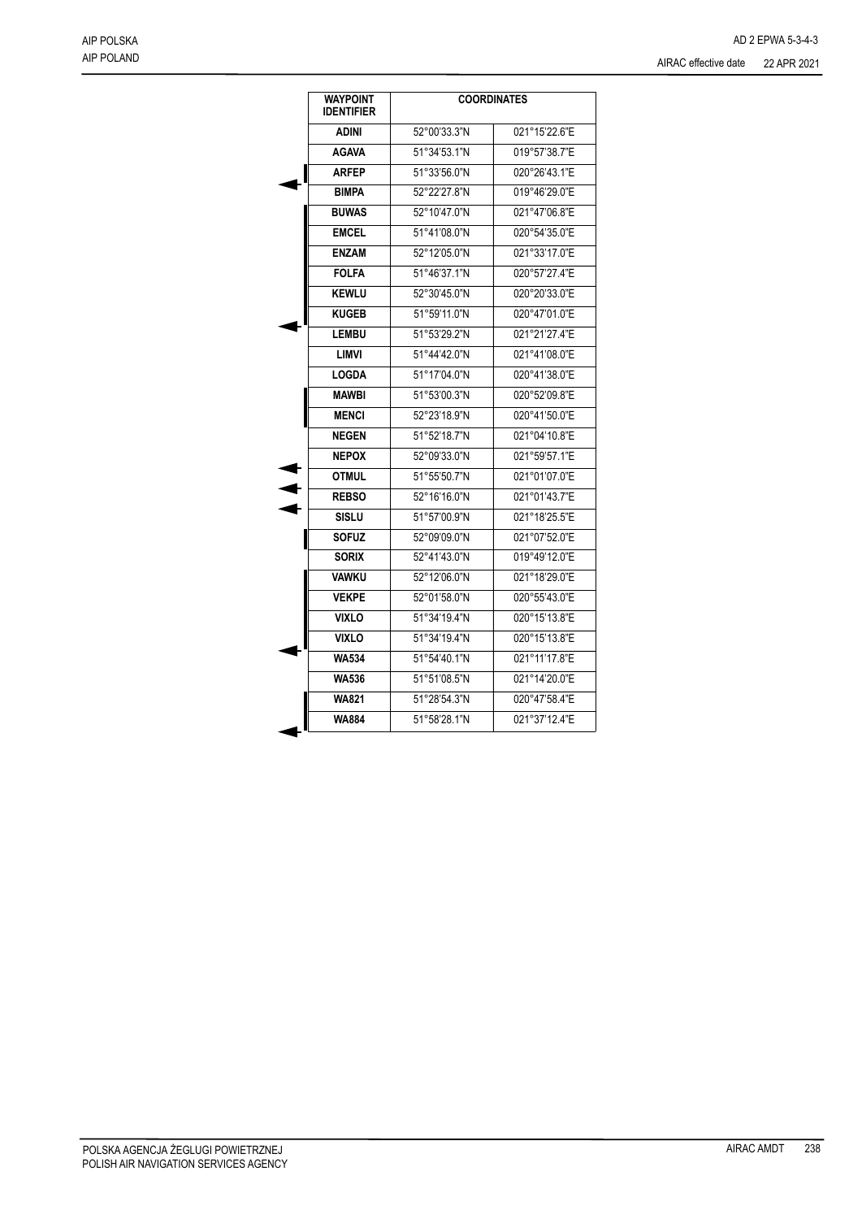| WAYPOINT IDENTIFIER | COORDINATES | |
|---|---|---|
| ADINI | 52°00'33.3"N | 021°15'22.6"E |
| AGAVA | 51°34'53.1"N | 019°57'38.7"E |
| ARFEP | 51°33'56.0"N | 020°26'43.1"E |
| BIMPA | 52°22'27.8"N | 019°46'29.0"E |
| BUWAS | 52°10'47.0"N | 021°47'06.8"E |
| EMCEL | 51°41'08.0"N | 020°54'35.0"E |
| ENZAM | 52°12'05.0"N | 021°33'17.0"E |
| FOLFA | 51°46'37.1"N | 020°57'27.4"E |
| KEWLU | 52°30'45.0"N | 020°20'33.0"E |
| KUGEB | 51°59'11.0"N | 020°47'01.0"E |
| LEMBU | 51°53'29.2"N | 021°21'27.4"E |
| LIMVI | 51°44'42.0"N | 021°41'08.0"E |
| LOGDA | 51°17'04.0"N | 020°41'38.0"E |
| MAWBI | 51°53'00.3"N | 020°52'09.8"E |
| MENCI | 52°23'18.9"N | 020°41'50.0"E |
| NEGEN | 51°52'18.7"N | 021°04'10.8"E |
| NEPOX | 52°09'33.0"N | 021°59'57.1"E |
| OTMUL | 51°55'50.7"N | 021°01'07.0"E |
| REBSO | 52°16'16.0"N | 021°01'43.7"E |
| SISLU | 51°57'00.9"N | 021°18'25.5"E |
| SOFUZ | 52°09'09.0"N | 021°07'52.0"E |
| SORIX | 52°41'43.0"N | 019°49'12.0"E |
| VAWKU | 52°12'06.0"N | 021°18'29.0"E |
| VEKPE | 52°01'58.0"N | 020°55'43.0"E |
| VIXLO | 51°34'19.4"N | 020°15'13.8"E |
| VIXLO | 51°34'19.4"N | 020°15'13.8"E |
| WA534 | 51°54'40.1"N | 021°11'17.8"E |
| WA536 | 51°51'08.5"N | 021°14'20.0"E |
| WA821 | 51°28'54.3"N | 020°47'58.4"E |
| WA884 | 51°58'28.1"N | 021°37'12.4"E |